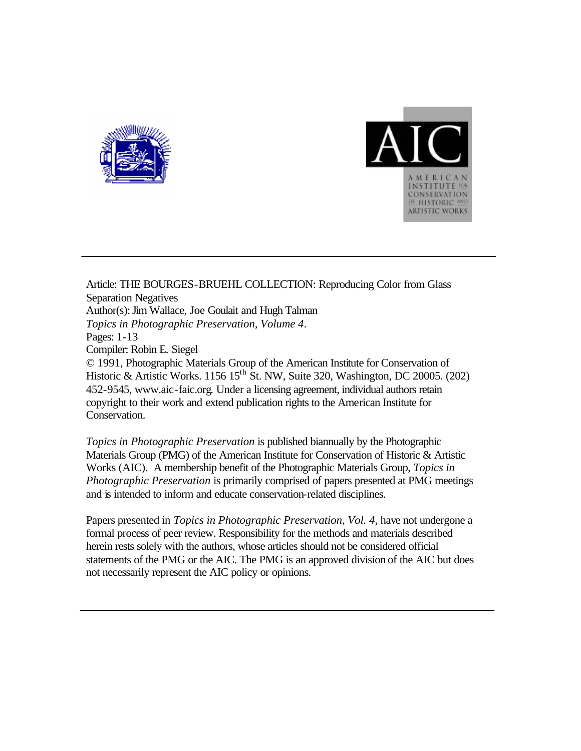Article: THE BOURGES-BRUEHL COLLECTION: Reproducing Color from Glass Separation Negatives
Author(s): Jim Wallace, Joe Goulait and Hugh Talman
*Topics in Photographic Preservation, Volume 4*.
Pages: 1-13
Compiler: Robin E. Siegel
© 1991, Photographic Materials Group of the American Institute for Conservation of Historic & Artistic Works. 1156 15th St. NW, Suite 320, Washington, DC 20005. (202) 452-9545, www.aic-faic.org. Under a licensing agreement, individual authors retain copyright to their work and extend publication rights to the American Institute for Conservation.

*Topics in Photographic Preservation* is published biannually by the Photographic Materials Group (PMG) of the American Institute for Conservation of Historic & Artistic Works (AIC). A membership benefit of the Photographic Materials Group, *Topics in Photographic Preservation* is primarily comprised of papers presented at PMG meetings and is intended to inform and educate conservation-related disciplines.

Papers presented in *Topics in Photographic Preservation, Vol. 4*, have not undergone a formal process of peer review. Responsibility for the methods and materials described herein rests solely with the authors, whose articles should not be considered official statements of the PMG or the AIC. The PMG is an approved division of the AIC but does not necessarily represent the AIC policy or opinions.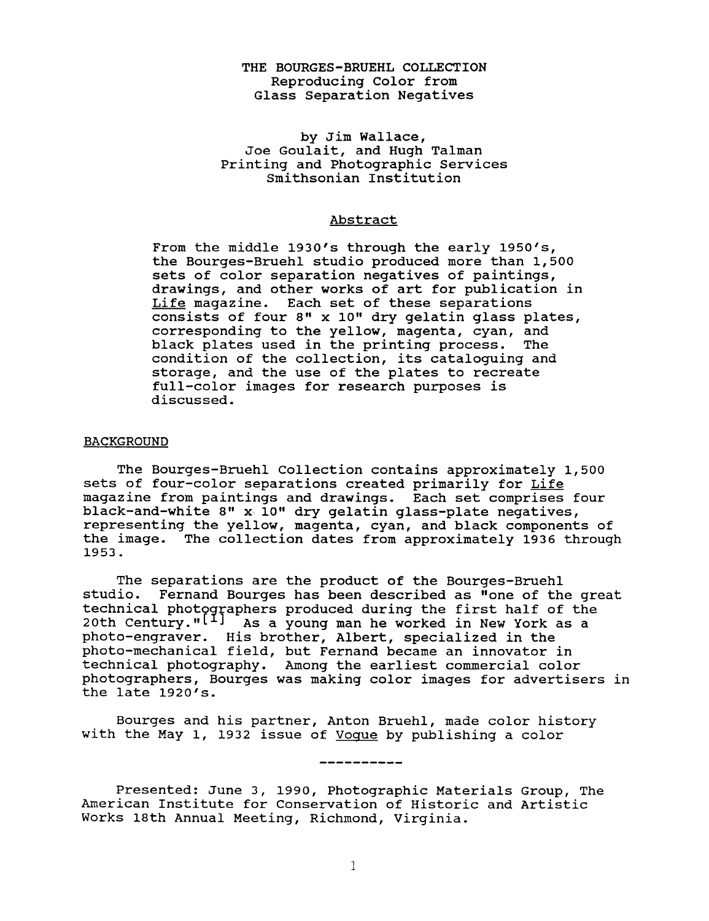# THE BOURGES-BRUEHL COLLECTION
## Reproducing Color from Glass Separation Negatives

by Jim Wallace,
Joe Goulait, and Hugh Talman
Printing and Photographic Services
Smithsonian Institution

### Abstract

From the middle 1930's through the early 1950's, the Bourges-Bruehl studio produced more than 1,500 sets of color separation negatives of paintings, drawings, and other works of art for publication in Life magazine. Each set of these separations consists of four 8" x 10" dry gelatin glass plates, corresponding to the yellow, magenta, cyan, and black plates used in the printing process. The condition of the collection, its cataloguing and storage, and the use of the plates to recreate full-color images for research purposes is discussed.

## BACKGROUND

The Bourges-Bruehl Collection contains approximately 1,500 sets of four-color separations created primarily for Life magazine from paintings and drawings. Each set comprises four black-and-white 8" x 10" dry gelatin glass-plate negatives, representing the yellow, magenta, cyan, and black components of the image. The collection dates from approximately 1936 through 1953.

The separations are the product of the Bourges-Bruehl studio. Fernand Bourges has been described as "one of the great technical photographers produced during the first half of the 20th Century."[1] As a young man he worked in New York as a photo-engraver. His brother, Albert, specialized in the photo-mechanical field, but Fernand became an innovator in technical photography. Among the earliest commercial color photographers, Bourges was making color images for advertisers in the late 1920's.

Bourges and his partner, Anton Bruehl, made color history with the May 1, 1932 issue of Vogue by publishing a color

----------

Presented: June 3, 1990, Photographic Materials Group, The American Institute for Conservation of Historic and Artistic Works 18th Annual Meeting, Richmond, Virginia.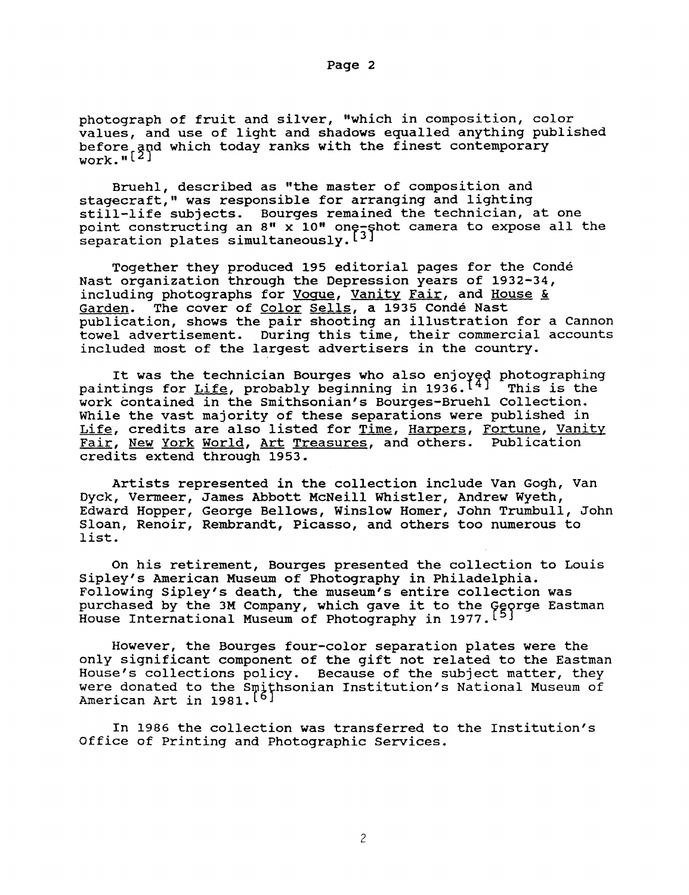photograph of fruit and silver, "which in composition, color values, and use of light and shadows equalled anything published before and which today ranks with the finest contemporary work."[2]

Bruehl, described as "the master of composition and stagecraft," was responsible for arranging and lighting still-life subjects. Bourges remained the technician, at one point constructing an 8" x 10" one-shot camera to expose all the separation plates simultaneously.[3]

Together they produced 195 editorial pages for the Condé Nast organization through the Depression years of 1932-34, including photographs for Vogue, Vanity Fair, and House & Garden. The cover of Color Sells, a 1935 Condé Nast publication, shows the pair shooting an illustration for a Cannon towel advertisement. During this time, their commercial accounts included most of the largest advertisers in the country.

It was the technician Bourges who also enjoyed photographing paintings for Life, probably beginning in 1936.[4] This is the work contained in the Smithsonian's Bourges-Bruehl Collection. While the vast majority of these separations were published in Life, credits are also listed for Time, Harpers, Fortune, Vanity Fair, New York World, Art Treasures, and others. Publication credits extend through 1953.

Artists represented in the collection include Van Gogh, Van Dyck, Vermeer, James Abbott McNeill Whistler, Andrew Wyeth, Edward Hopper, George Bellows, Winslow Homer, John Trumbull, John Sloan, Renoir, Rembrandt, Picasso, and others too numerous to list.

On his retirement, Bourges presented the collection to Louis Sipley's American Museum of Photography in Philadelphia. Following Sipley's death, the museum's entire collection was purchased by the 3M Company, which gave it to the George Eastman House International Museum of Photography in 1977.[5]

However, the Bourges four-color separation plates were the only significant component of the gift not related to the Eastman House's collections policy. Because of the subject matter, they were donated to the Smithsonian Institution's National Museum of American Art in 1981.[6]

In 1986 the collection was transferred to the Institution's Office of Printing and Photographic Services.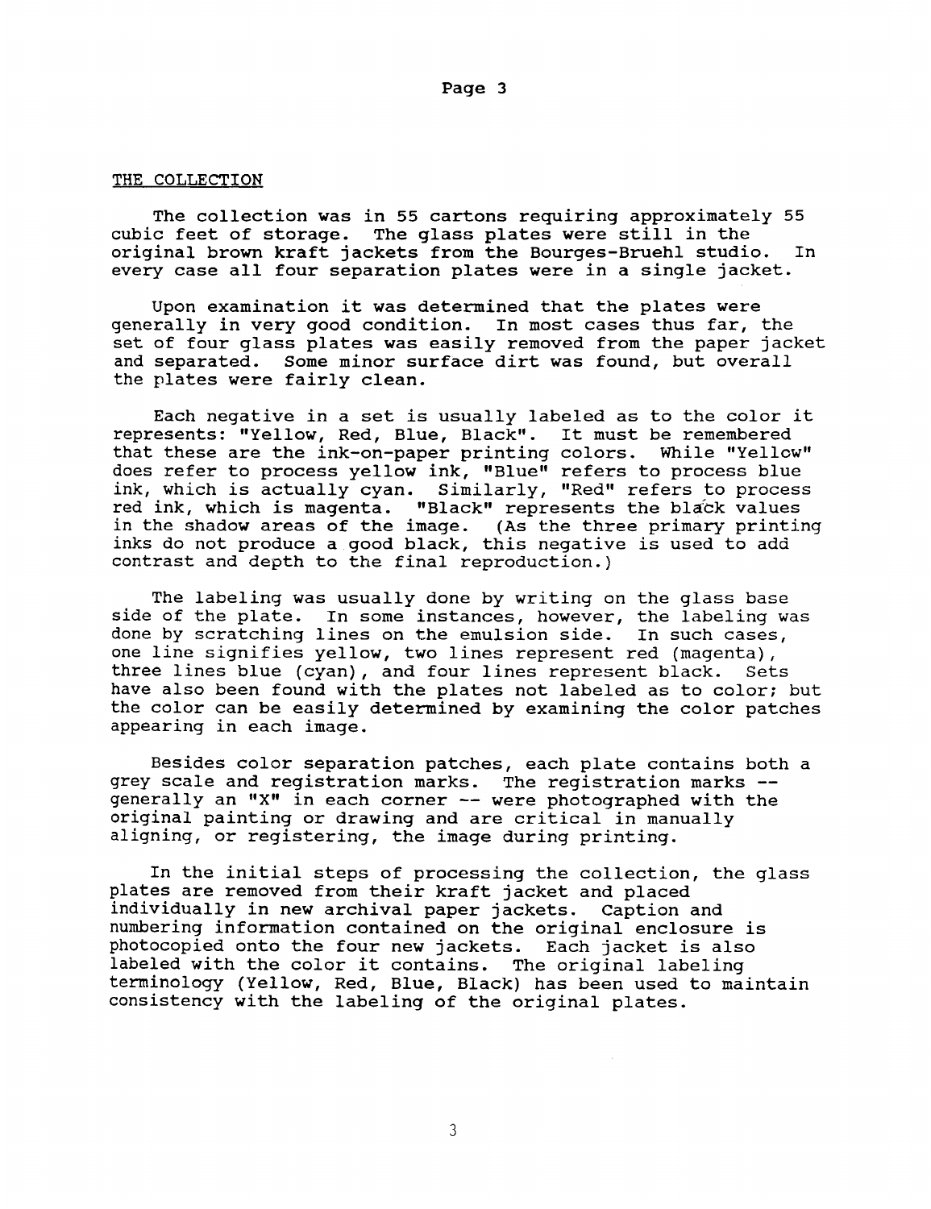## THE COLLECTION

The collection was in 55 cartons requiring approximately 55 cubic feet of storage. The glass plates were still in the original brown kraft jackets from the Bourges-Bruehl studio. In every case all four separation plates were in a single jacket.

Upon examination it was determined that the plates were generally in very good condition. In most cases thus far, the set of four glass plates was easily removed from the paper jacket and separated. Some minor surface dirt was found, but overall the plates were fairly clean.

Each negative in a set is usually labeled as to the color it represents: "Yellow, Red, Blue, Black". It must be remembered that these are the ink-on-paper printing colors. While "Yellow" does refer to process yellow ink, "Blue" refers to process blue ink, which is actually cyan. Similarly, "Red" refers to process red ink, which is magenta. "Black" represents the black values in the shadow areas of the image. (As the three primary printing inks do not produce a good black, this negative is used to add contrast and depth to the final reproduction.)

The labeling was usually done by writing on the glass base side of the plate. In some instances, however, the labeling was done by scratching lines on the emulsion side. In such cases, one line signifies yellow, two lines represent red (magenta), three lines blue (cyan), and four lines represent black. Sets have also been found with the plates not labeled as to color; but the color can be easily determined by examining the color patches appearing in each image.

Besides color separation patches, each plate contains both a grey scale and registration marks. The registration marks -- generally an "X" in each corner -- were photographed with the original painting or drawing and are critical in manually aligning, or registering, the image during printing.

In the initial steps of processing the collection, the glass plates are removed from their kraft jacket and placed individually in new archival paper jackets. Caption and numbering information contained on the original enclosure is photocopied onto the four new jackets. Each jacket is also labeled with the color it contains. The original labeling terminology (Yellow, Red, Blue, Black) has been used to maintain consistency with the labeling of the original plates.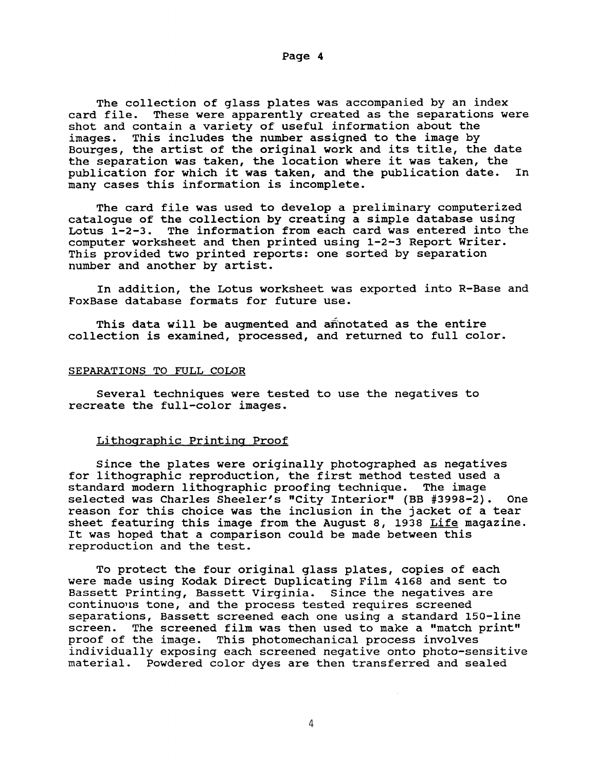The collection of glass plates was accompanied by an index card file. These were apparently created as the separations were shot and contain a variety of useful information about the images. This includes the number assigned to the image by Bourges, the artist of the original work and its title, the date the separation was taken, the location where it was taken, the publication for which it was taken, and the publication date. In many cases this information is incomplete.

The card file was used to develop a preliminary computerized catalogue of the collection by creating a simple database using Lotus 1-2-3. The information from each card was entered into the computer worksheet and then printed using 1-2-3 Report Writer. This provided two printed reports: one sorted by separation number and another by artist.

In addition, the Lotus worksheet was exported into R-Base and FoxBase database formats for future use.

This data will be augmented and annotated as the entire collection is examined, processed, and returned to full color.

## SEPARATIONS TO FULL COLOR

Several techniques were tested to use the negatives to recreate the full-color images.

### Lithographic Printing Proof

Since the plates were originally photographed as negatives for lithographic reproduction, the first method tested used a standard modern lithographic proofing technique. The image selected was Charles Sheeler's "City Interior" (BB #3998-2). One reason for this choice was the inclusion in the jacket of a tear sheet featuring this image from the August 8, 1938 *Life* magazine. It was hoped that a comparison could be made between this reproduction and the test.

To protect the four original glass plates, copies of each were made using Kodak Direct Duplicating Film 4168 and sent to Bassett Printing, Bassett Virginia. Since the negatives are continuous tone, and the process tested requires screened separations, Bassett screened each one using a standard 150-line screen. The screened film was then used to make a "match print" proof of the image. This photomechanical process involves individually exposing each screened negative onto photo-sensitive material. Powdered color dyes are then transferred and sealed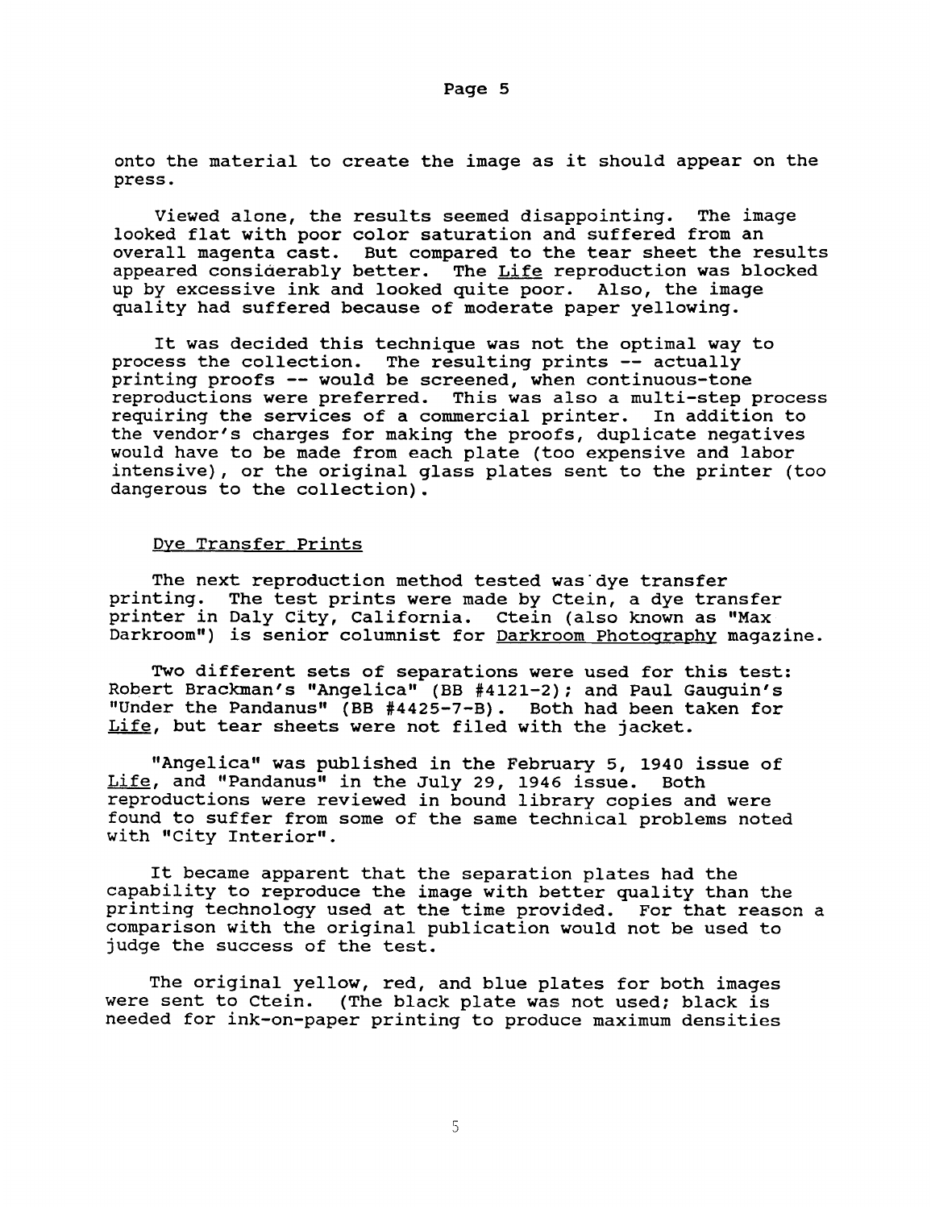onto the material to create the image as it should appear on the press.

Viewed alone, the results seemed disappointing. The image looked flat with poor color saturation and suffered from an overall magenta cast. But compared to the tear sheet the results appeared considerably better. The Life reproduction was blocked up by excessive ink and looked quite poor. Also, the image quality had suffered because of moderate paper yellowing.

It was decided this technique was not the optimal way to process the collection. The resulting prints -- actually printing proofs -- would be screened, when continuous-tone reproductions were preferred. This was also a multi-step process requiring the services of a commercial printer. In addition to the vendor's charges for making the proofs, duplicate negatives would have to be made from each plate (too expensive and labor intensive), or the original glass plates sent to the printer (too dangerous to the collection).

## Dye Transfer Prints

The next reproduction method tested was dye transfer printing. The test prints were made by Ctein, a dye transfer printer in Daly City, California. Ctein (also known as "Max Darkroom") is senior columnist for Darkroom Photography magazine.

Two different sets of separations were used for this test: Robert Brackman's "Angelica" (BB #4121-2); and Paul Gauguin's "Under the Pandanus" (BB #4425-7-B). Both had been taken for Life, but tear sheets were not filed with the jacket.

"Angelica" was published in the February 5, 1940 issue of Life, and "Pandanus" in the July 29, 1946 issue. Both reproductions were reviewed in bound library copies and were found to suffer from some of the same technical problems noted with "City Interior".

It became apparent that the separation plates had the capability to reproduce the image with better quality than the printing technology used at the time provided. For that reason a comparison with the original publication would not be used to judge the success of the test.

The original yellow, red, and blue plates for both images were sent to Ctein. (The black plate was not used; black is needed for ink-on-paper printing to produce maximum densities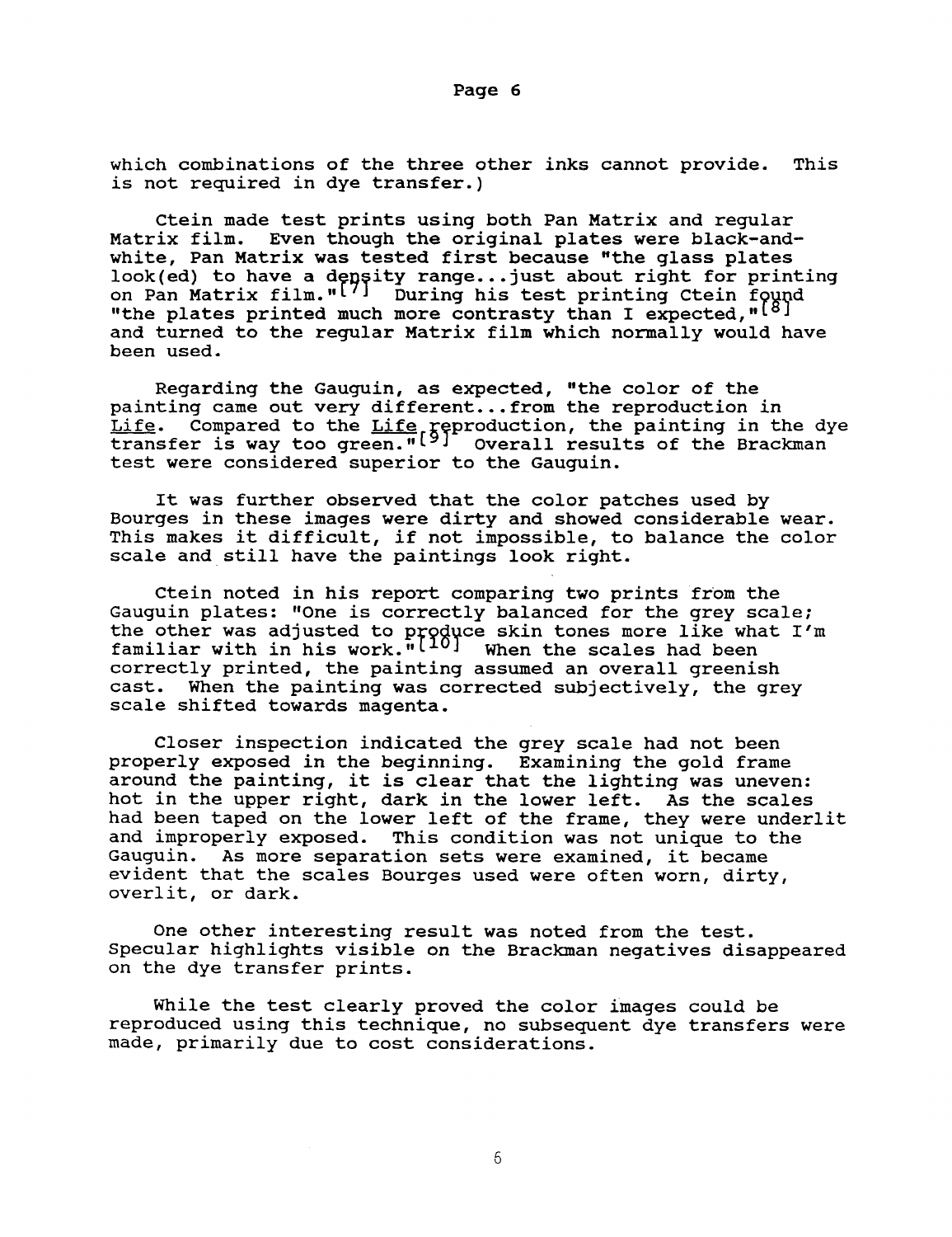which combinations of the three other inks cannot provide. This is not required in dye transfer.)

Ctein made test prints using both Pan Matrix and regular Matrix film. Even though the original plates were black-and-white, Pan Matrix was tested first because "the glass plates look(ed) to have a density range...just about right for printing on Pan Matrix film."[7] During his test printing Ctein found "the plates printed much more contrasty than I expected,"[8] and turned to the regular Matrix film which normally would have been used.

Regarding the Gauguin, as expected, "the color of the painting came out very different...from the reproduction in Life. Compared to the Life reproduction, the painting in the dye transfer is way too green."[9] Overall results of the Brackman test were considered superior to the Gauguin.

It was further observed that the color patches used by Bourges in these images were dirty and showed considerable wear. This makes it difficult, if not impossible, to balance the color scale and still have the paintings look right.

Ctein noted in his report comparing two prints from the Gauguin plates: "One is correctly balanced for the grey scale; the other was adjusted to produce skin tones more like what I'm familiar with in his work."[10] When the scales had been correctly printed, the painting assumed an overall greenish cast. When the painting was corrected subjectively, the grey scale shifted towards magenta.

Closer inspection indicated the grey scale had not been properly exposed in the beginning. Examining the gold frame around the painting, it is clear that the lighting was uneven: hot in the upper right, dark in the lower left. As the scales had been taped on the lower left of the frame, they were underlit and improperly exposed. This condition was not unique to the Gauguin. As more separation sets were examined, it became evident that the scales Bourges used were often worn, dirty, overlit, or dark.

One other interesting result was noted from the test. Specular highlights visible on the Brackman negatives disappeared on the dye transfer prints.

While the test clearly proved the color images could be reproduced using this technique, no subsequent dye transfers were made, primarily due to cost considerations.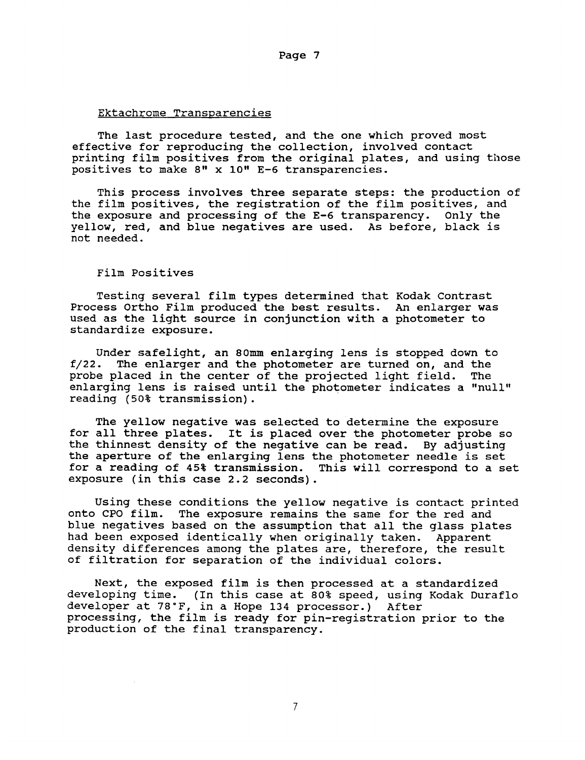## Ektachrome Transparencies

The last procedure tested, and the one which proved most effective for reproducing the collection, involved contact printing film positives from the original plates, and using those positives to make 8" x 10" E-6 transparencies.

This process involves three separate steps: the production of the film positives, the registration of the film positives, and the exposure and processing of the E-6 transparency. Only the yellow, red, and blue negatives are used. As before, black is not needed.

### Film Positives

Testing several film types determined that Kodak Contrast Process Ortho Film produced the best results. An enlarger was used as the light source in conjunction with a photometer to standardize exposure.

Under safelight, an 80mm enlarging lens is stopped down to f/22. The enlarger and the photometer are turned on, and the probe placed in the center of the projected light field. The enlarging lens is raised until the photometer indicates a "null" reading (50% transmission).

The yellow negative was selected to determine the exposure for all three plates. It is placed over the photometer probe so the thinnest density of the negative can be read. By adjusting the aperture of the enlarging lens the photometer needle is set for a reading of 45% transmission. This will correspond to a set exposure (in this case 2.2 seconds).

Using these conditions the yellow negative is contact printed onto CPO film. The exposure remains the same for the red and blue negatives based on the assumption that all the glass plates had been exposed identically when originally taken. Apparent density differences among the plates are, therefore, the result of filtration for separation of the individual colors.

Next, the exposed film is then processed at a standardized developing time. (In this case at 80% speed, using Kodak Duraflo developer at 78°F, in a Hope 134 processor.) After processing, the film is ready for pin-registration prior to the production of the final transparency.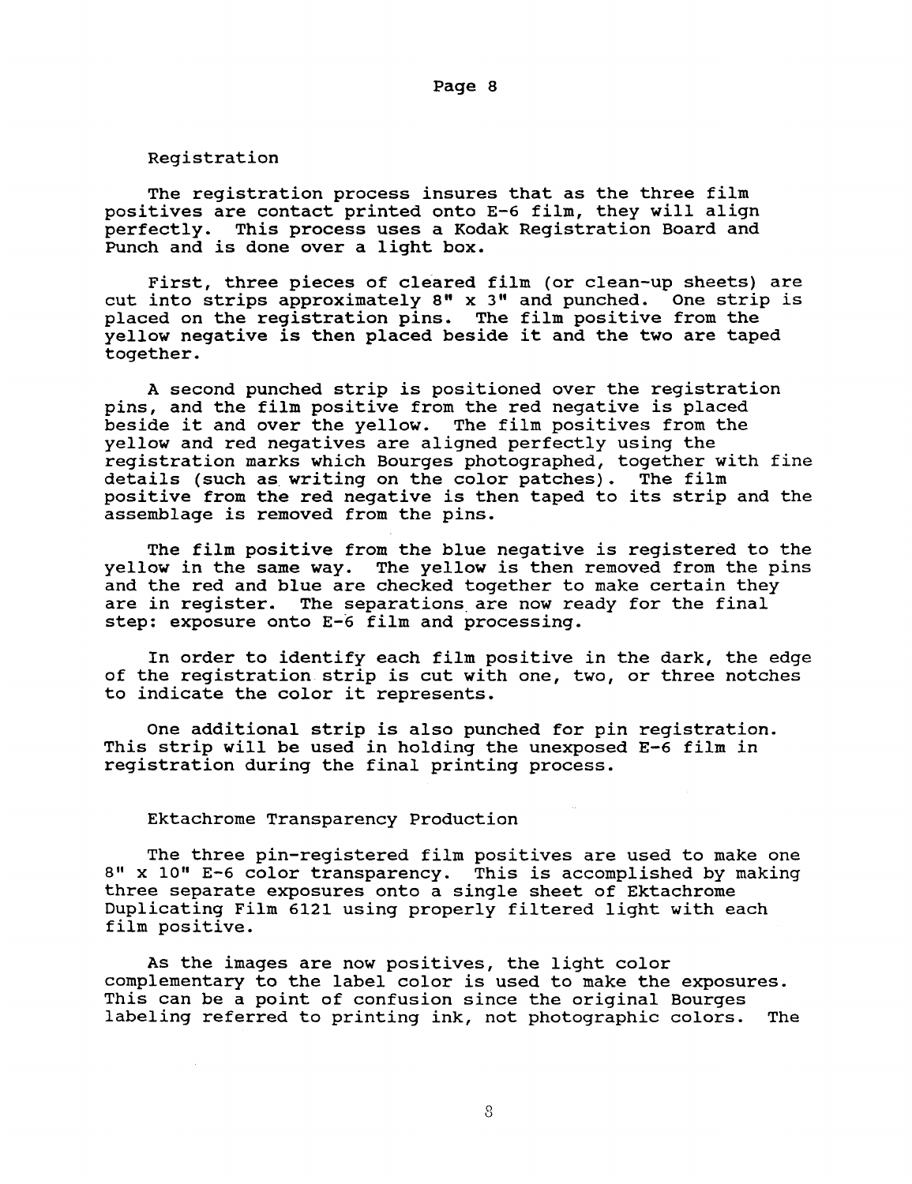## Registration

The registration process insures that as the three film positives are contact printed onto E-6 film, they will align perfectly. This process uses a Kodak Registration Board and Punch and is done over a light box.

First, three pieces of cleared film (or clean-up sheets) are cut into strips approximately 8" x 3" and punched. One strip is placed on the registration pins. The film positive from the yellow negative is then placed beside it and the two are taped together.

A second punched strip is positioned over the registration pins, and the film positive from the red negative is placed beside it and over the yellow. The film positives from the yellow and red negatives are aligned perfectly using the registration marks which Bourges photographed, together with fine details (such as writing on the color patches). The film positive from the red negative is then taped to its strip and the assemblage is removed from the pins.

The film positive from the blue negative is registered to the yellow in the same way. The yellow is then removed from the pins and the red and blue are checked together to make certain they are in register. The separations are now ready for the final step: exposure onto E-6 film and processing.

In order to identify each film positive in the dark, the edge of the registration strip is cut with one, two, or three notches to indicate the color it represents.

One additional strip is also punched for pin registration. This strip will be used in holding the unexposed E-6 film in registration during the final printing process.

## Ektachrome Transparency Production

The three pin-registered film positives are used to make one 8" x 10" E-6 color transparency. This is accomplished by making three separate exposures onto a single sheet of Ektachrome Duplicating Film 6121 using properly filtered light with each film positive.

As the images are now positives, the light color complementary to the label color is used to make the exposures. This can be a point of confusion since the original Bourges labeling referred to printing ink, not photographic colors. The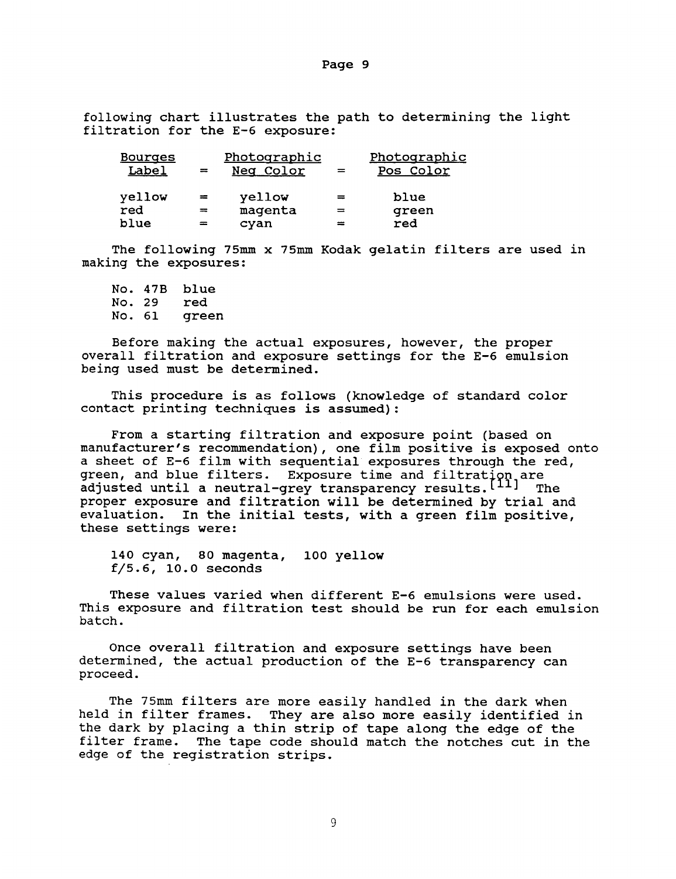following chart illustrates the path to determining the light filtration for the E-6 exposure:

| Bourges Label | = | Photographic Neg Color | = | Photographic Pos Color |
|---|---|---|---|---|
| yellow | = | yellow | = | blue |
| red | = | magenta | = | green |
| blue | = | cyan | = | red |

The following 75mm x 75mm Kodak gelatin filters are used in making the exposures:

No. 47B blue
No. 29 red
No. 61 green

Before making the actual exposures, however, the proper overall filtration and exposure settings for the E-6 emulsion being used must be determined.

This procedure is as follows (knowledge of standard color contact printing techniques is assumed):

From a starting filtration and exposure point (based on manufacturer's recommendation), one film positive is exposed onto a sheet of E-6 film with sequential exposures through the red, green, and blue filters. Exposure time and filtration are adjusted until a neutral-grey transparency results.[11] The proper exposure and filtration will be determined by trial and evaluation. In the initial tests, with a green film positive, these settings were:

140 cyan, 80 magenta, 100 yellow
f/5.6, 10.0 seconds

These values varied when different E-6 emulsions were used. This exposure and filtration test should be run for each emulsion batch.

Once overall filtration and exposure settings have been determined, the actual production of the E-6 transparency can proceed.

The 75mm filters are more easily handled in the dark when held in filter frames. They are also more easily identified in the dark by placing a thin strip of tape along the edge of the filter frame. The tape code should match the notches cut in the edge of the registration strips.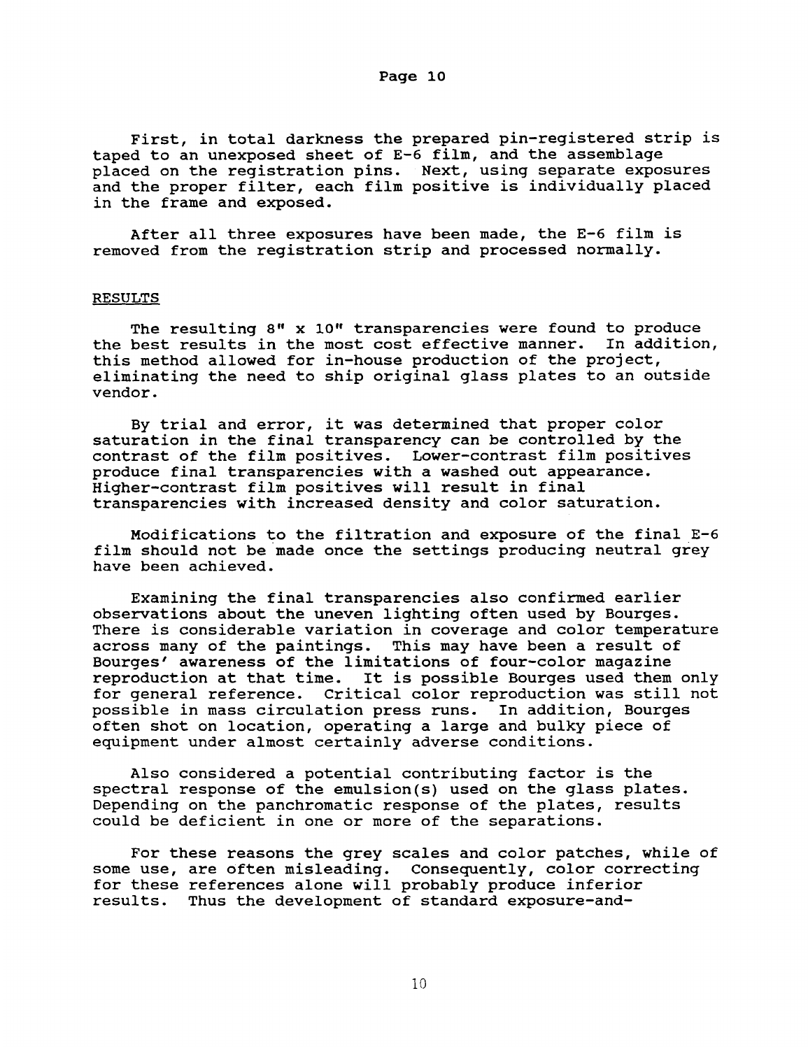First, in total darkness the prepared pin-registered strip is taped to an unexposed sheet of E-6 film, and the assemblage placed on the registration pins. Next, using separate exposures and the proper filter, each film positive is individually placed in the frame and exposed.

After all three exposures have been made, the E-6 film is removed from the registration strip and processed normally.

## RESULTS

The resulting 8" x 10" transparencies were found to produce the best results in the most cost effective manner. In addition, this method allowed for in-house production of the project, eliminating the need to ship original glass plates to an outside vendor.

By trial and error, it was determined that proper color saturation in the final transparency can be controlled by the contrast of the film positives. Lower-contrast film positives produce final transparencies with a washed out appearance. Higher-contrast film positives will result in final transparencies with increased density and color saturation.

Modifications to the filtration and exposure of the final E-6 film should not be made once the settings producing neutral grey have been achieved.

Examining the final transparencies also confirmed earlier observations about the uneven lighting often used by Bourges. There is considerable variation in coverage and color temperature across many of the paintings. This may have been a result of Bourges' awareness of the limitations of four-color magazine reproduction at that time. It is possible Bourges used them only for general reference. Critical color reproduction was still not possible in mass circulation press runs. In addition, Bourges often shot on location, operating a large and bulky piece of equipment under almost certainly adverse conditions.

Also considered a potential contributing factor is the spectral response of the emulsion(s) used on the glass plates. Depending on the panchromatic response of the plates, results could be deficient in one or more of the separations.

For these reasons the grey scales and color patches, while of some use, are often misleading. Consequently, color correcting for these references alone will probably produce inferior results. Thus the development of standard exposure-and-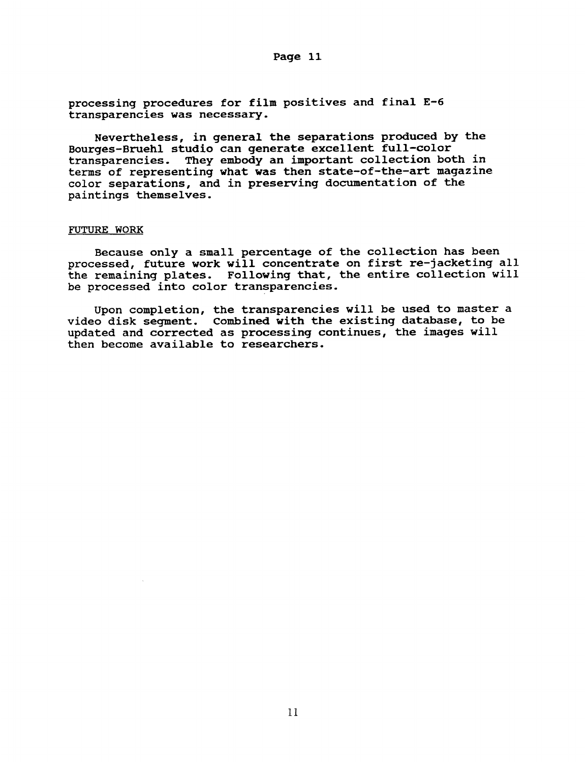processing procedures for film positives and final E-6 transparencies was necessary.

Nevertheless, in general the separations produced by the Bourges-Bruehl studio can generate excellent full-color transparencies. They embody an important collection both in terms of representing what was then state-of-the-art magazine color separations, and in preserving documentation of the paintings themselves.

## FUTURE WORK

Because only a small percentage of the collection has been processed, future work will concentrate on first re-jacketing all the remaining plates. Following that, the entire collection will be processed into color transparencies.

Upon completion, the transparencies will be used to master a video disk segment. Combined with the existing database, to be updated and corrected as processing continues, the images will then become available to researchers.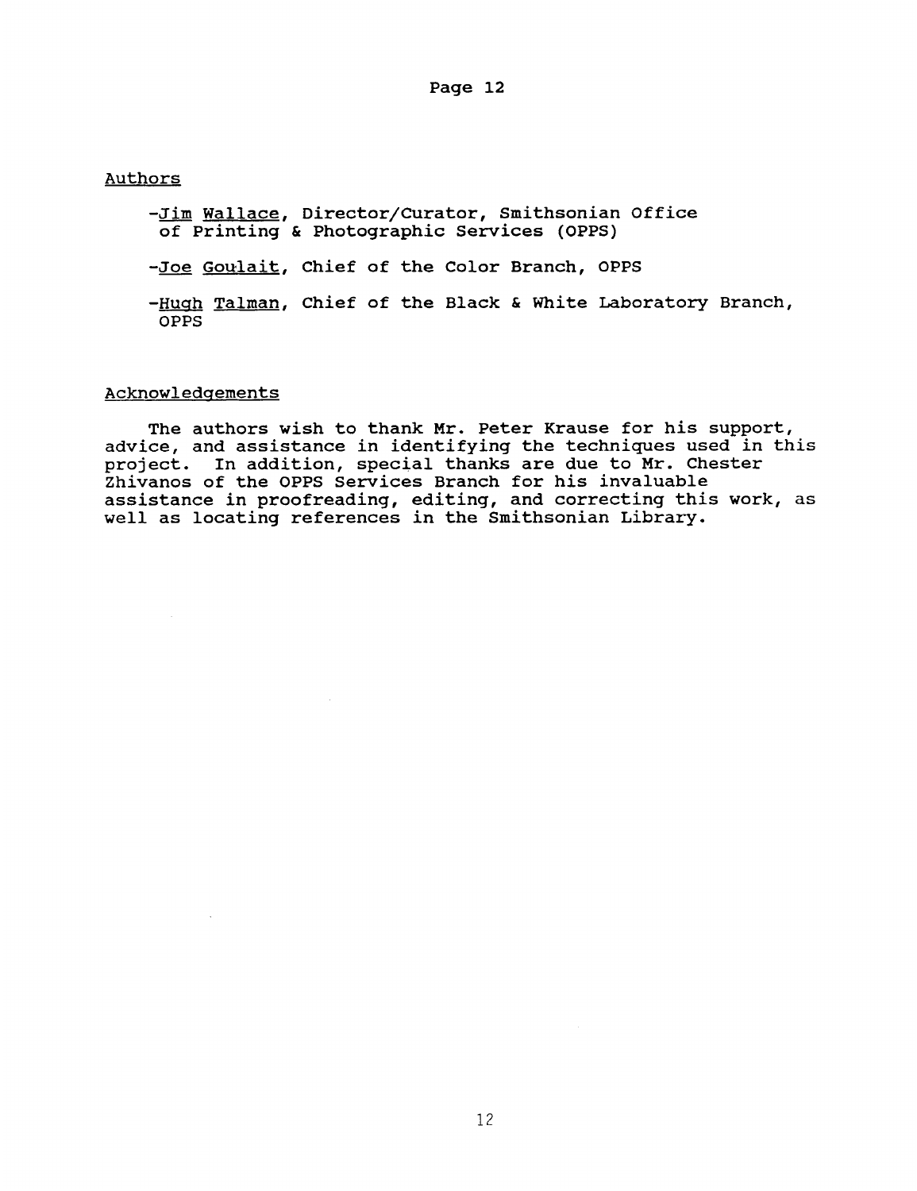## Authors

- Jim Wallace, Director/Curator, Smithsonian Office of Printing & Photographic Services (OPPS)

- Joe Goulait, Chief of the Color Branch, OPPS

- Hugh Talman, Chief of the Black & White Laboratory Branch, OPPS

## Acknowledgements

The authors wish to thank Mr. Peter Krause for his support, advice, and assistance in identifying the techniques used in this project. In addition, special thanks are due to Mr. Chester Zhivanos of the OPPS Services Branch for his invaluable assistance in proofreading, editing, and correcting this work, as well as locating references in the Smithsonian Library.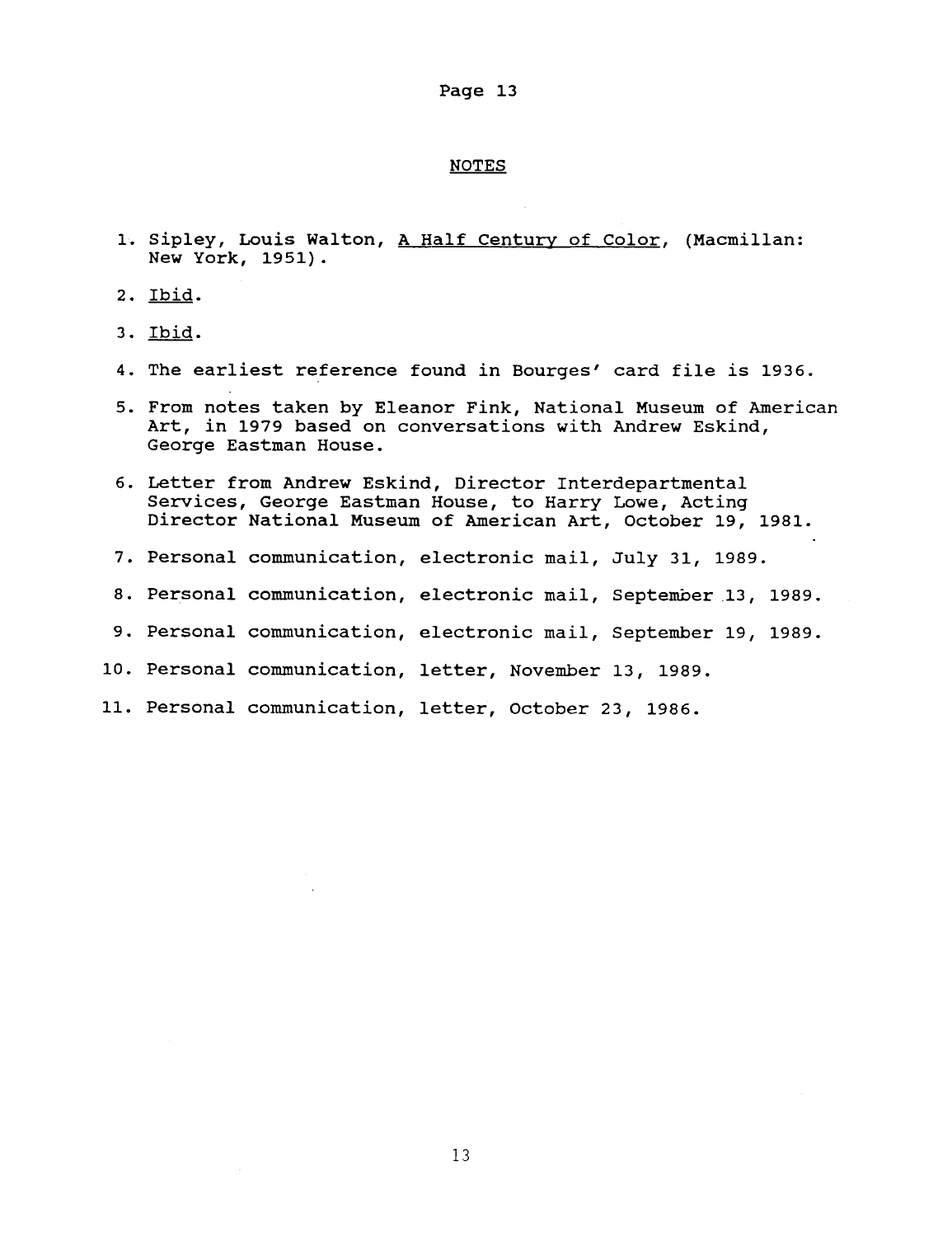## NOTES

1. Sipley, Louis Walton, A Half Century of Color, (Macmillan: New York, 1951).
2. Ibid.
3. Ibid.
4. The earliest reference found in Bourges' card file is 1936.
5. From notes taken by Eleanor Fink, National Museum of American Art, in 1979 based on conversations with Andrew Eskind, George Eastman House.
6. Letter from Andrew Eskind, Director Interdepartmental Services, George Eastman House, to Harry Lowe, Acting Director National Museum of American Art, October 19, 1981.
7. Personal communication, electronic mail, July 31, 1989.
8. Personal communication, electronic mail, September 13, 1989.
9. Personal communication, electronic mail, September 19, 1989.
10. Personal communication, letter, November 13, 1989.
11. Personal communication, letter, October 23, 1986.